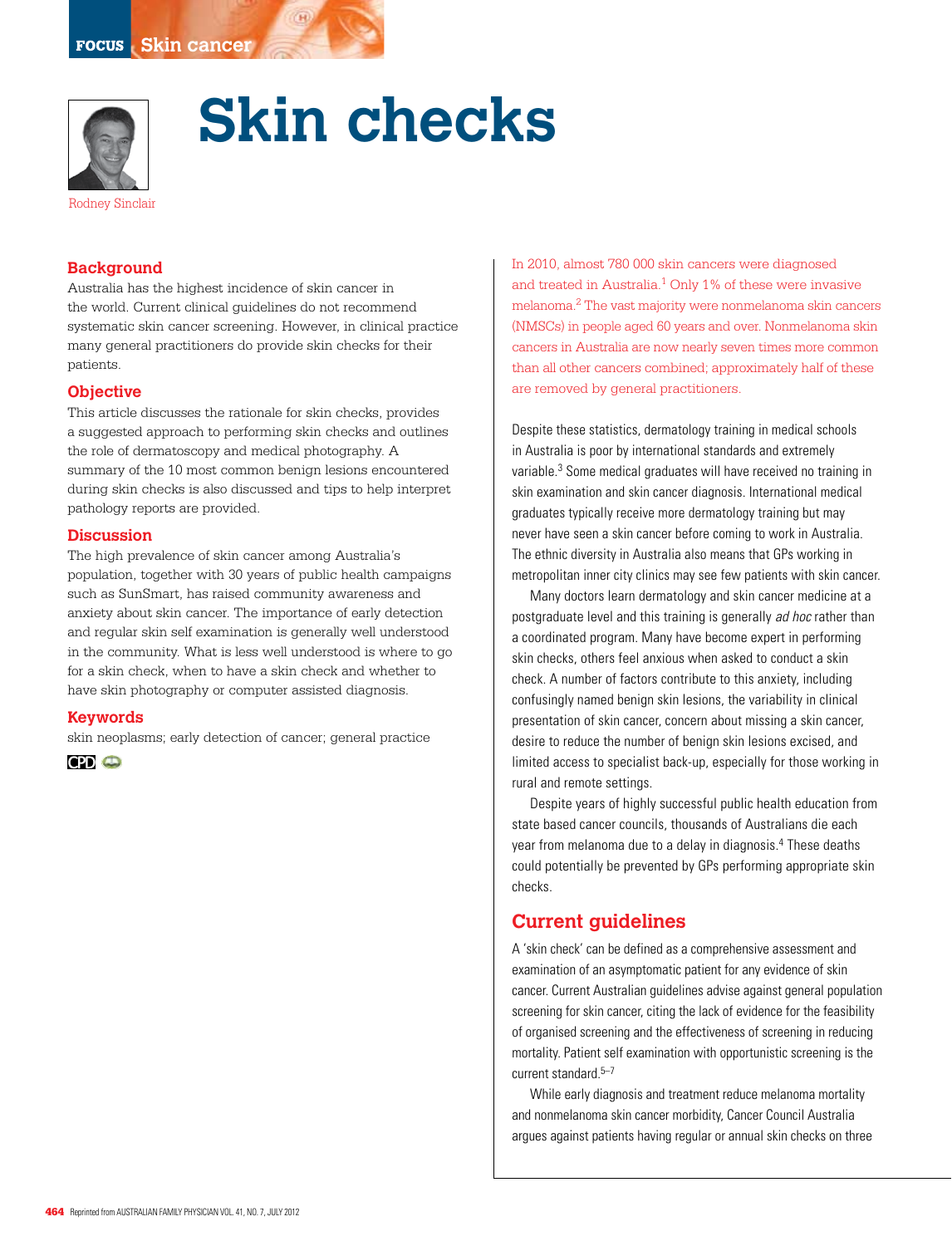# Skin checks

Rodney Sinclair

## Background

Australia has the highest incidence of skin cancer in the world. Current clinical guidelines do not recommend systematic skin cancer screening. However, in clinical practice many general practitioners do provide skin checks for their patients.

## Objective

This article discusses the rationale for skin checks, provides a suggested approach to performing skin checks and outlines the role of dermatoscopy and medical photography. A summary of the 10 most common benign lesions encountered during skin checks is also discussed and tips to help interpret pathology reports are provided.

## Discussion

The high prevalence of skin cancer among Australia's population, together with 30 years of public health campaigns such as SunSmart, has raised community awareness and anxiety about skin cancer. The importance of early detection and regular skin self examination is generally well understood in the community. What is less well understood is where to go for a skin check, when to have a skin check and whether to have skin photography or computer assisted diagnosis.

## Keywords

skin neoplasms; early detection of cancer; general practice

In 2010, almost 780 000 skin cancers were diagnosed and treated in Australia.[1] Only 1% of these were invasive melanoma.[2] The vast majority were nonmelanoma skin cancers (NMSCs) in people aged 60 years and over. Nonmelanoma skin cancers in Australia are now nearly seven times more common than all other cancers combined; approximately half of these are removed by general practitioners.

Despite these statistics, dermatology training in medical schools in Australia is poor by international standards and extremely variable.[3] Some medical graduates will have received no training in skin examination and skin cancer diagnosis. International medical graduates typically receive more dermatology training but may never have seen a skin cancer before coming to work in Australia. The ethnic diversity in Australia also means that GPs working in metropolitan inner city clinics may see few patients with skin cancer.

Many doctors learn dermatology and skin cancer medicine at a postgraduate level and this training is generally *ad hoc* rather than a coordinated program. Many have become expert in performing skin checks, others feel anxious when asked to conduct a skin check. A number of factors contribute to this anxiety, including confusingly named benign skin lesions, the variability in clinical presentation of skin cancer, concern about missing a skin cancer, desire to reduce the number of benign skin lesions excised, and limited access to specialist back-up, especially for those working in rural and remote settings.

Despite years of highly successful public health education from state based cancer councils, thousands of Australians die each year from melanoma due to a delay in diagnosis.[4] These deaths could potentially be prevented by GPs performing appropriate skin checks.

## Current guidelines

A 'skin check' can be defined as a comprehensive assessment and examination of an asymptomatic patient for any evidence of skin cancer. Current Australian guidelines advise against general population screening for skin cancer, citing the lack of evidence for the feasibility of organised screening and the effectiveness of screening in reducing mortality. Patient self examination with opportunistic screening is the current standard.[5–7]

While early diagnosis and treatment reduce melanoma mortality and nonmelanoma skin cancer morbidity, Cancer Council Australia argues against patients having regular or annual skin checks on three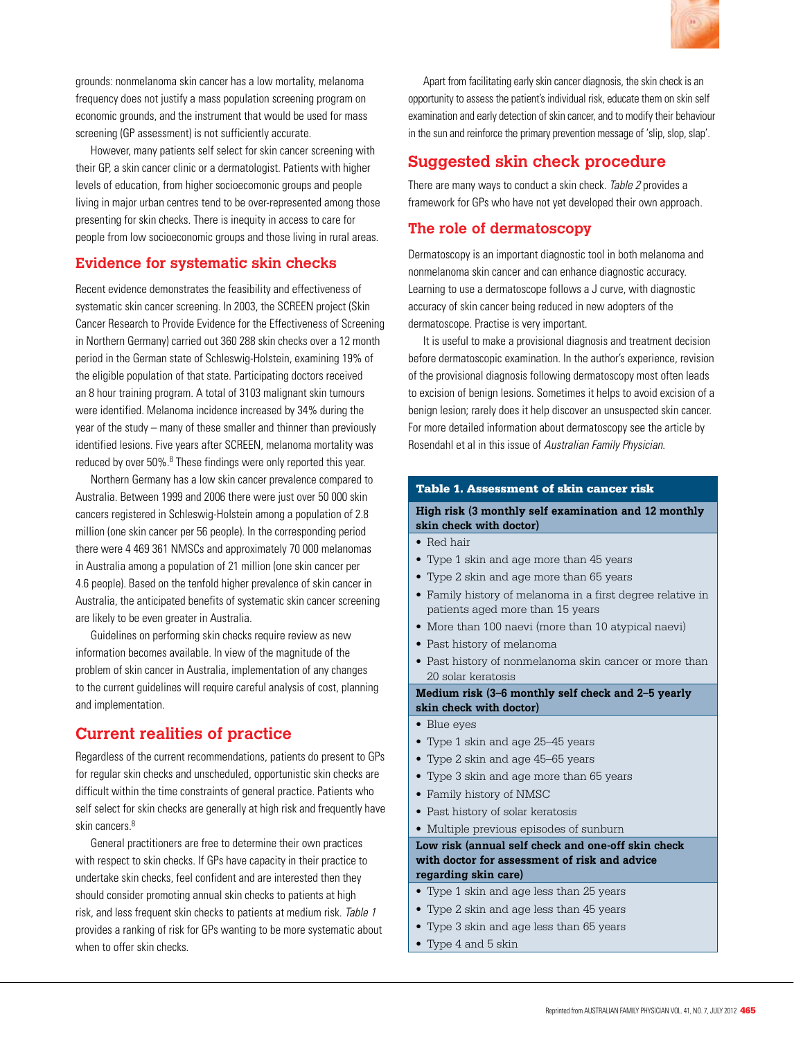grounds: nonmelanoma skin cancer has a low mortality, melanoma frequency does not justify a mass population screening program on economic grounds, and the instrument that would be used for mass screening (GP assessment) is not sufficiently accurate.

However, many patients self select for skin cancer screening with their GP, a skin cancer clinic or a dermatologist. Patients with higher levels of education, from higher socioecomonic groups and people living in major urban centres tend to be over-represented among those presenting for skin checks. There is inequity in access to care for people from low socioeconomic groups and those living in rural areas.

## Evidence for systematic skin checks

Recent evidence demonstrates the feasibility and effectiveness of systematic skin cancer screening. In 2003, the SCREEN project (Skin Cancer Research to Provide Evidence for the Effectiveness of Screening in Northern Germany) carried out 360 288 skin checks over a 12 month period in the German state of Schleswig-Holstein, examining 19% of the eligible population of that state. Participating doctors received an 8 hour training program. A total of 3103 malignant skin tumours were identified. Melanoma incidence increased by 34% during the year of the study – many of these smaller and thinner than previously identified lesions. Five years after SCREEN, melanoma mortality was reduced by over 50%.[8] These findings were only reported this year.

Northern Germany has a low skin cancer prevalence compared to Australia. Between 1999 and 2006 there were just over 50 000 skin cancers registered in Schleswig-Holstein among a population of 2.8 million (one skin cancer per 56 people). In the corresponding period there were 4 469 361 NMSCs and approximately 70 000 melanomas in Australia among a population of 21 million (one skin cancer per 4.6 people). Based on the tenfold higher prevalence of skin cancer in Australia, the anticipated benefits of systematic skin cancer screening are likely to be even greater in Australia.

Guidelines on performing skin checks require review as new information becomes available. In view of the magnitude of the problem of skin cancer in Australia, implementation of any changes to the current guidelines will require careful analysis of cost, planning and implementation.

## Current realities of practice

Regardless of the current recommendations, patients do present to GPs for regular skin checks and unscheduled, opportunistic skin checks are difficult within the time constraints of general practice. Patients who self select for skin checks are generally at high risk and frequently have skin cancers.[8]

General practitioners are free to determine their own practices with respect to skin checks. If GPs have capacity in their practice to undertake skin checks, feel confident and are interested then they should consider promoting annual skin checks to patients at high risk, and less frequent skin checks to patients at medium risk. *Table 1* provides a ranking of risk for GPs wanting to be more systematic about when to offer skin checks.

Apart from facilitating early skin cancer diagnosis, the skin check is an opportunity to assess the patient's individual risk, educate them on skin self examination and early detection of skin cancer, and to modify their behaviour in the sun and reinforce the primary prevention message of 'slip, slop, slap'.

## Suggested skin check procedure

There are many ways to conduct a skin check. *Table 2* provides a framework for GPs who have not yet developed their own approach.

## The role of dermatoscopy

Dermatoscopy is an important diagnostic tool in both melanoma and nonmelanoma skin cancer and can enhance diagnostic accuracy. Learning to use a dermatoscope follows a J curve, with diagnostic accuracy of skin cancer being reduced in new adopters of the dermatoscope. Practise is very important.

It is useful to make a provisional diagnosis and treatment decision before dermatoscopic examination. In the author's experience, revision of the provisional diagnosis following dermatoscopy most often leads to excision of benign lesions. Sometimes it helps to avoid excision of a benign lesion; rarely does it help discover an unsuspected skin cancer. For more detailed information about dermatoscopy see the article by Rosendahl et al in this issue of *Australian Family Physician*.

**Table 1. Assessment of skin cancer risk**

| Risk category |
|---|
| **High risk (3 monthly self examination and 12 monthly skin check with doctor)** |
| • Red hair |
| • Type 1 skin and age more than 45 years |
| • Type 2 skin and age more than 65 years |
| • Family history of melanoma in a first degree relative in patients aged more than 15 years |
| • More than 100 naevi (more than 10 atypical naevi) |
| • Past history of melanoma |
| • Past history of nonmelanoma skin cancer or more than 20 solar keratosis |
| **Medium risk (3–6 monthly self check and 2–5 yearly skin check with doctor)** |
| • Blue eyes |
| • Type 1 skin and age 25–45 years |
| • Type 2 skin and age 45–65 years |
| • Type 3 skin and age more than 65 years |
| • Family history of NMSC |
| • Past history of solar keratosis |
| • Multiple previous episodes of sunburn |
| **Low risk (annual self check and one-off skin check with doctor for assessment of risk and advice regarding skin care)** |
| • Type 1 skin and age less than 25 years |
| • Type 2 skin and age less than 45 years |
| • Type 3 skin and age less than 65 years |
| • Type 4 and 5 skin |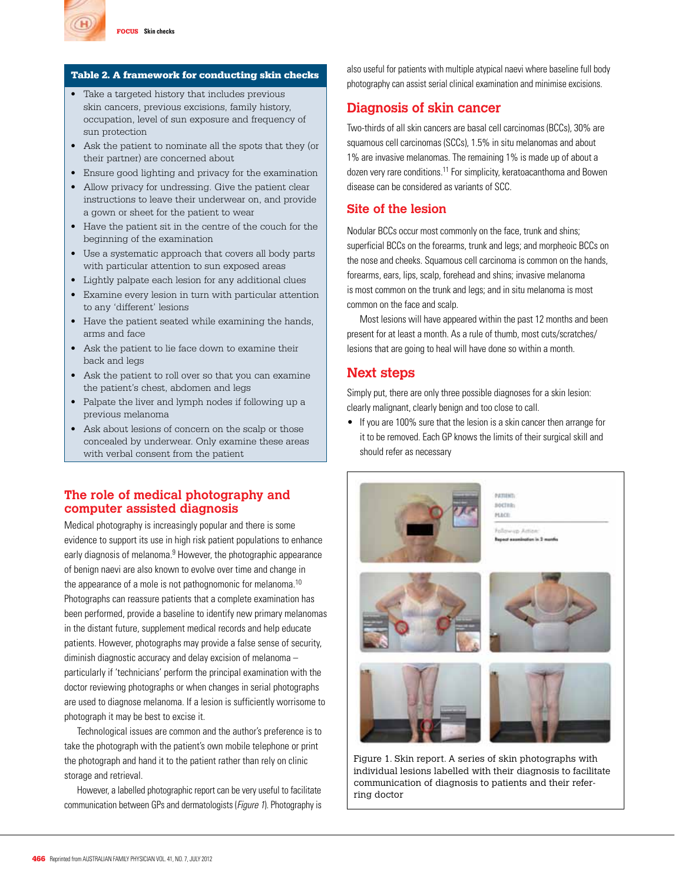**Table 2. A framework for conducting skin checks**

- Take a targeted history that includes previous skin cancers, previous excisions, family history, occupation, level of sun exposure and frequency of sun protection
- Ask the patient to nominate all the spots that they (or their partner) are concerned about
- Ensure good lighting and privacy for the examination
- Allow privacy for undressing. Give the patient clear instructions to leave their underwear on, and provide a gown or sheet for the patient to wear
- Have the patient sit in the centre of the couch for the beginning of the examination
- Use a systematic approach that covers all body parts with particular attention to sun exposed areas
- Lightly palpate each lesion for any additional clues
- Examine every lesion in turn with particular attention to any 'different' lesions
- Have the patient seated while examining the hands, arms and face
- Ask the patient to lie face down to examine their back and legs
- Ask the patient to roll over so that you can examine the patient's chest, abdomen and legs
- Palpate the liver and lymph nodes if following up a previous melanoma
- Ask about lesions of concern on the scalp or those concealed by underwear. Only examine these areas with verbal consent from the patient

## The role of medical photography and computer assisted diagnosis

Medical photography is increasingly popular and there is some evidence to support its use in high risk patient populations to enhance early diagnosis of melanoma.[9] However, the photographic appearance of benign naevi are also known to evolve over time and change in the appearance of a mole is not pathognomonic for melanoma.[10] Photographs can reassure patients that a complete examination has been performed, provide a baseline to identify new primary melanomas in the distant future, supplement medical records and help educate patients. However, photographs may provide a false sense of security, diminish diagnostic accuracy and delay excision of melanoma – particularly if 'technicians' perform the principal examination with the doctor reviewing photographs or when changes in serial photographs are used to diagnose melanoma. If a lesion is sufficiently worrisome to photograph it may be best to excise it.

Technological issues are common and the author's preference is to take the photograph with the patient's own mobile telephone or print the photograph and hand it to the patient rather than rely on clinic storage and retrieval.

However, a labelled photographic report can be very useful to facilitate communication between GPs and dermatologists (*Figure 1*). Photography is also useful for patients with multiple atypical naevi where baseline full body photography can assist serial clinical examination and minimise excisions.

## Diagnosis of skin cancer

Two-thirds of all skin cancers are basal cell carcinomas (BCCs), 30% are squamous cell carcinomas (SCCs), 1.5% in situ melanomas and about 1% are invasive melanomas. The remaining 1% is made up of about a dozen very rare conditions.[11] For simplicity, keratoacanthoma and Bowen disease can be considered as variants of SCC.

## Site of the lesion

Nodular BCCs occur most commonly on the face, trunk and shins; superficial BCCs on the forearms, trunk and legs; and morpheoic BCCs on the nose and cheeks. Squamous cell carcinoma is common on the hands, forearms, ears, lips, scalp, forehead and shins; invasive melanoma is most common on the trunk and legs; and in situ melanoma is most common on the face and scalp.

Most lesions will have appeared within the past 12 months and been present for at least a month. As a rule of thumb, most cuts/scratches/lesions that are going to heal will have done so within a month.

## Next steps

Simply put, there are only three possible diagnoses for a skin lesion: clearly malignant, clearly benign and too close to call.

- If you are 100% sure that the lesion is a skin cancer then arrange for it to be removed. Each GP knows the limits of their surgical skill and should refer as necessary

Figure 1. Skin report. A series of skin photographs with individual lesions labelled with their diagnosis to facilitate communication of diagnosis to patients and their referring doctor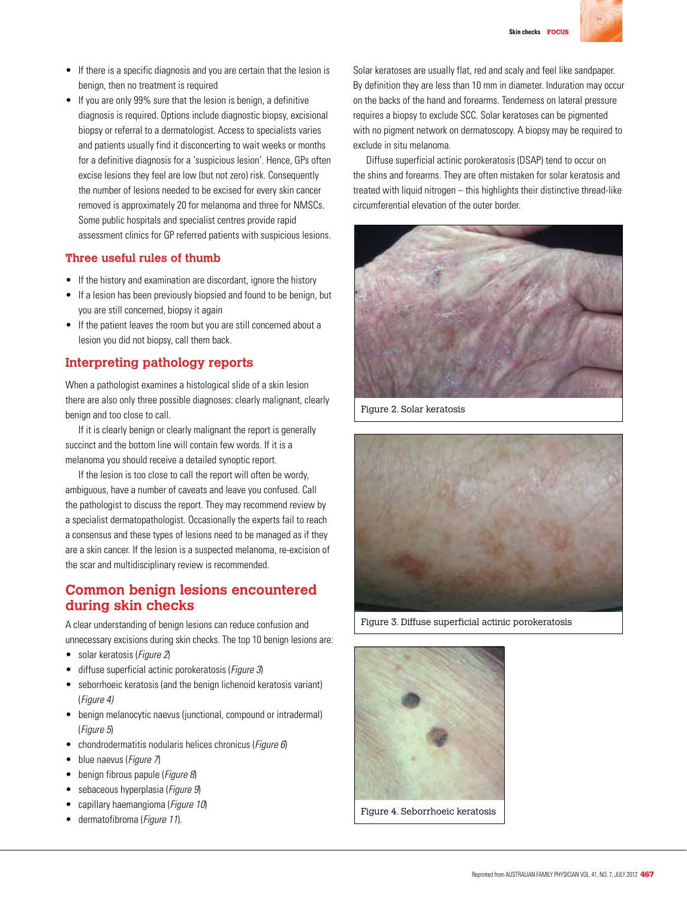- If there is a specific diagnosis and you are certain that the lesion is benign, then no treatment is required
- If you are only 99% sure that the lesion is benign, a definitive diagnosis is required. Options include diagnostic biopsy, excisional biopsy or referral to a dermatologist. Access to specialists varies and patients usually find it disconcerting to wait weeks or months for a definitive diagnosis for a 'suspicious lesion'. Hence, GPs often excise lesions they feel are low (but not zero) risk. Consequently the number of lesions needed to be excised for every skin cancer removed is approximately 20 for melanoma and three for NMSCs. Some public hospitals and specialist centres provide rapid assessment clinics for GP referred patients with suspicious lesions.

## Three useful rules of thumb

- If the history and examination are discordant, ignore the history
- If a lesion has been previously biopsied and found to be benign, but you are still concerned, biopsy it again
- If the patient leaves the room but you are still concerned about a lesion you did not biopsy, call them back.

## Interpreting pathology reports

When a pathologist examines a histological slide of a skin lesion there are also only three possible diagnoses: clearly malignant, clearly benign and too close to call.

If it is clearly benign or clearly malignant the report is generally succinct and the bottom line will contain few words. If it is a melanoma you should receive a detailed synoptic report.

If the lesion is too close to call the report will often be wordy, ambiguous, have a number of caveats and leave you confused. Call the pathologist to discuss the report. They may recommend review by a specialist dermatopathologist. Occasionally the experts fail to reach a consensus and these types of lesions need to be managed as if they are a skin cancer. If the lesion is a suspected melanoma, re-excision of the scar and multidisciplinary review is recommended.

## Common benign lesions encountered during skin checks

A clear understanding of benign lesions can reduce confusion and unnecessary excisions during skin checks. The top 10 benign lesions are:

- solar keratosis (*Figure 2*)
- diffuse superficial actinic porokeratosis (*Figure 3*)
- seborrhoeic keratosis (and the benign lichenoid keratosis variant) (*Figure 4)*
- benign melanocytic naevus (junctional, compound or intradermal) (*Figure 5*)
- chondrodermatitis nodularis helices chronicus (*Figure 6*)
- blue naevus (*Figure 7*)
- benign fibrous papule (*Figure 8*)
- sebaceous hyperplasia (*Figure 9*)
- capillary haemangioma (*Figure 10*)
- dermatofibroma (*Figure 11*).

Solar keratoses are usually flat, red and scaly and feel like sandpaper. By definition they are less than 10 mm in diameter. Induration may occur on the backs of the hand and forearms. Tenderness on lateral pressure requires a biopsy to exclude SCC. Solar keratoses can be pigmented with no pigment network on dermatoscopy. A biopsy may be required to exclude in situ melanoma.

Diffuse superficial actinic porokeratosis (DSAP) tend to occur on the shins and forearms. They are often mistaken for solar keratosis and treated with liquid nitrogen – this highlights their distinctive thread-like circumferential elevation of the outer border.

Figure 2. Solar keratosis

Figure 3. Diffuse superficial actinic porokeratosis

Figure 4. Seborrhoeic keratosis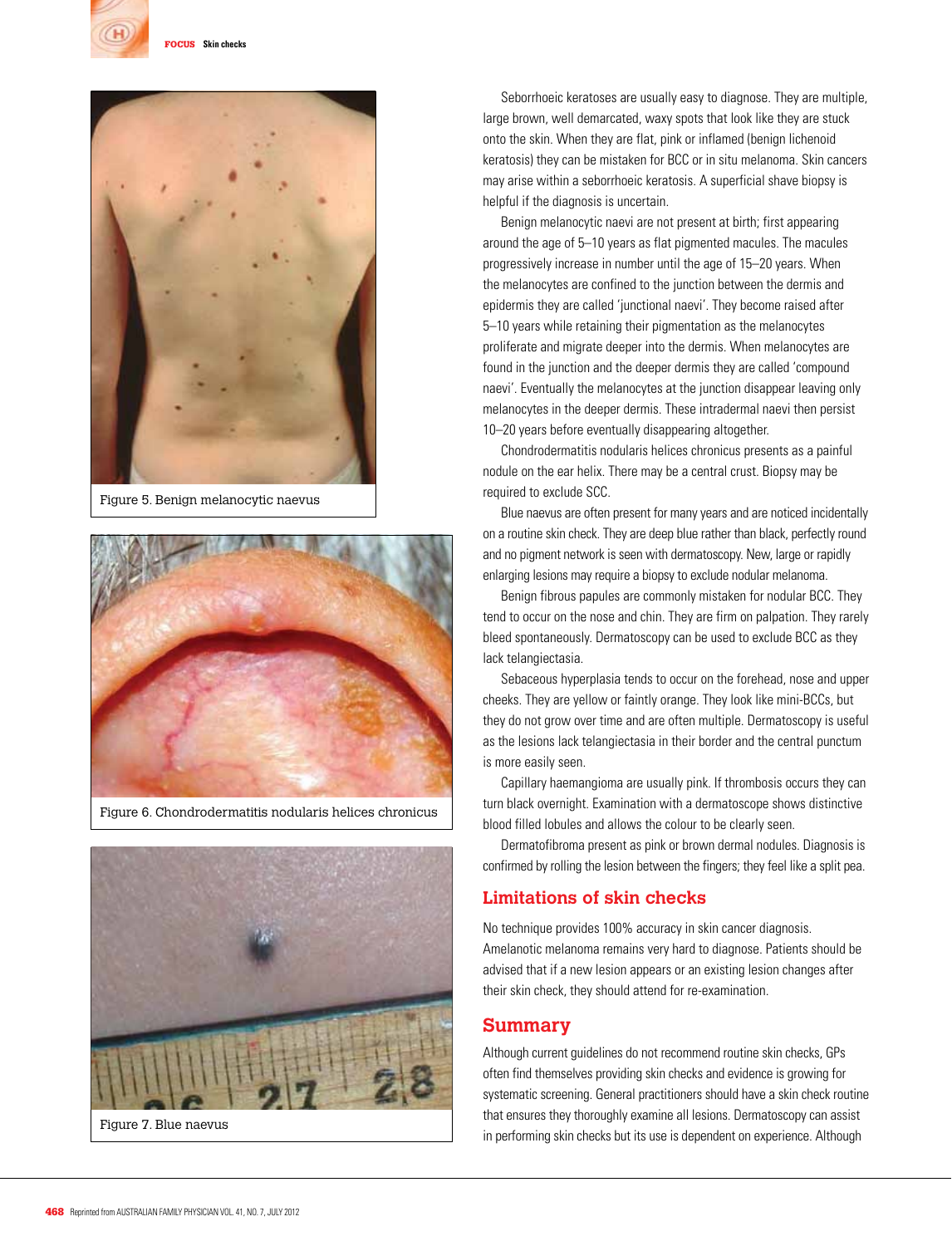Figure 5. Benign melanocytic naevus

Figure 6. Chondrodermatitis nodularis helices chronicus

Figure 7. Blue naevus

Seborrhoeic keratoses are usually easy to diagnose. They are multiple, large brown, well demarcated, waxy spots that look like they are stuck onto the skin. When they are flat, pink or inflamed (benign lichenoid keratosis) they can be mistaken for BCC or in situ melanoma. Skin cancers may arise within a seborrhoeic keratosis. A superficial shave biopsy is helpful if the diagnosis is uncertain.

Benign melanocytic naevi are not present at birth; first appearing around the age of 5–10 years as flat pigmented macules. The macules progressively increase in number until the age of 15–20 years. When the melanocytes are confined to the junction between the dermis and epidermis they are called 'junctional naevi'. They become raised after 5–10 years while retaining their pigmentation as the melanocytes proliferate and migrate deeper into the dermis. When melanocytes are found in the junction and the deeper dermis they are called 'compound naevi'. Eventually the melanocytes at the junction disappear leaving only melanocytes in the deeper dermis. These intradermal naevi then persist 10–20 years before eventually disappearing altogether.

Chondrodermatitis nodularis helices chronicus presents as a painful nodule on the ear helix. There may be a central crust. Biopsy may be required to exclude SCC.

Blue naevus are often present for many years and are noticed incidentally on a routine skin check. They are deep blue rather than black, perfectly round and no pigment network is seen with dermatoscopy. New, large or rapidly enlarging lesions may require a biopsy to exclude nodular melanoma.

Benign fibrous papules are commonly mistaken for nodular BCC. They tend to occur on the nose and chin. They are firm on palpation. They rarely bleed spontaneously. Dermatoscopy can be used to exclude BCC as they lack telangiectasia.

Sebaceous hyperplasia tends to occur on the forehead, nose and upper cheeks. They are yellow or faintly orange. They look like mini-BCCs, but they do not grow over time and are often multiple. Dermatoscopy is useful as the lesions lack telangiectasia in their border and the central punctum is more easily seen.

Capillary haemangioma are usually pink. If thrombosis occurs they can turn black overnight. Examination with a dermatoscope shows distinctive blood filled lobules and allows the colour to be clearly seen.

Dermatofibroma present as pink or brown dermal nodules. Diagnosis is confirmed by rolling the lesion between the fingers; they feel like a split pea.

## Limitations of skin checks

No technique provides 100% accuracy in skin cancer diagnosis. Amelanotic melanoma remains very hard to diagnose. Patients should be advised that if a new lesion appears or an existing lesion changes after their skin check, they should attend for re-examination.

## Summary

Although current guidelines do not recommend routine skin checks, GPs often find themselves providing skin checks and evidence is growing for systematic screening. General practitioners should have a skin check routine that ensures they thoroughly examine all lesions. Dermatoscopy can assist in performing skin checks but its use is dependent on experience. Although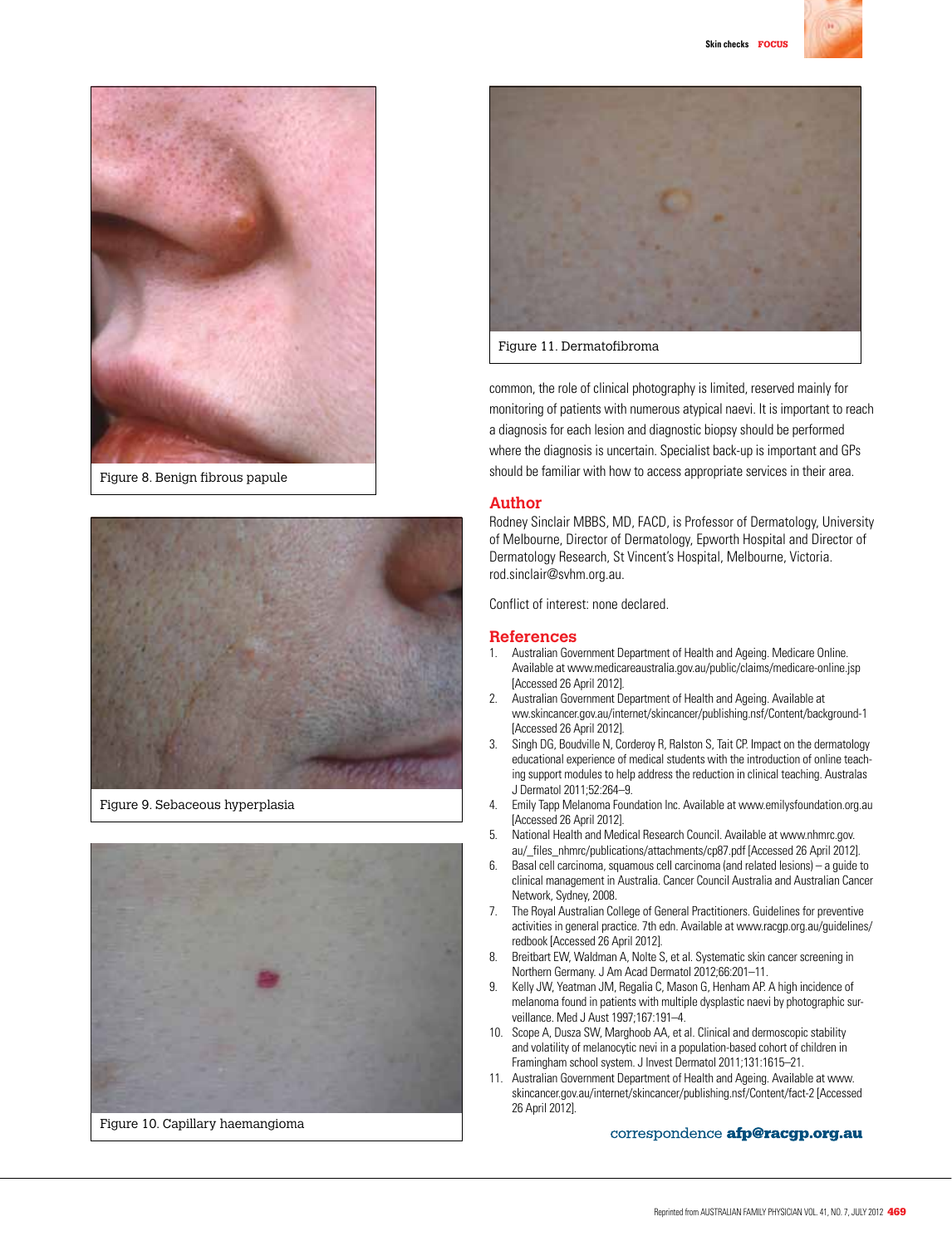Figure 8. Benign fibrous papule

Figure 9. Sebaceous hyperplasia

Figure 10. Capillary haemangioma

Figure 11. Dermatofibroma

common, the role of clinical photography is limited, reserved mainly for monitoring of patients with numerous atypical naevi. It is important to reach a diagnosis for each lesion and diagnostic biopsy should be performed where the diagnosis is uncertain. Specialist back-up is important and GPs should be familiar with how to access appropriate services in their area.

## Author

Rodney Sinclair MBBS, MD, FACD, is Professor of Dermatology, University of Melbourne, Director of Dermatology, Epworth Hospital and Director of Dermatology Research, St Vincent's Hospital, Melbourne, Victoria. rod.sinclair@svhm.org.au.

Conflict of interest: none declared.

## References

1. Australian Government Department of Health and Ageing. Medicare Online. Available at www.medicareaustralia.gov.au/public/claims/medicare-online.jsp [Accessed 26 April 2012].
2. Australian Government Department of Health and Ageing. Available at ww.skincancer.gov.au/internet/skincancer/publishing.nsf/Content/background-1 [Accessed 26 April 2012].
3. Singh DG, Boudville N, Corderoy R, Ralston S, Tait CP. Impact on the dermatology educational experience of medical students with the introduction of online teaching support modules to help address the reduction in clinical teaching. Australas J Dermatol 2011;52:264–9.
4. Emily Tapp Melanoma Foundation Inc. Available at www.emilysfoundation.org.au [Accessed 26 April 2012].
5. National Health and Medical Research Council. Available at www.nhmrc.gov.au/_files_nhmrc/publications/attachments/cp87.pdf [Accessed 26 April 2012].
6. Basal cell carcinoma, squamous cell carcinoma (and related lesions) – a guide to clinical management in Australia. Cancer Council Australia and Australian Cancer Network, Sydney, 2008.
7. The Royal Australian College of General Practitioners. Guidelines for preventive activities in general practice. 7th edn. Available at www.racgp.org.au/guidelines/redbook [Accessed 26 April 2012].
8. Breitbart EW, Waldman A, Nolte S, et al. Systematic skin cancer screening in Northern Germany. J Am Acad Dermatol 2012;66:201–11.
9. Kelly JW, Yeatman JM, Regalia C, Mason G, Henham AP. A high incidence of melanoma found in patients with multiple dysplastic naevi by photographic surveillance. Med J Aust 1997;167:191–4.
10. Scope A, Dusza SW, Marghoob AA, et al. Clinical and dermoscopic stability and volatility of melanocytic nevi in a population-based cohort of children in Framingham school system. J Invest Dermatol 2011;131:1615–21.
11. Australian Government Department of Health and Ageing. Available at www.skincancer.gov.au/internet/skincancer/publishing.nsf/Content/fact-2 [Accessed 26 April 2012].

correspondence **afp@racgp.org.au**